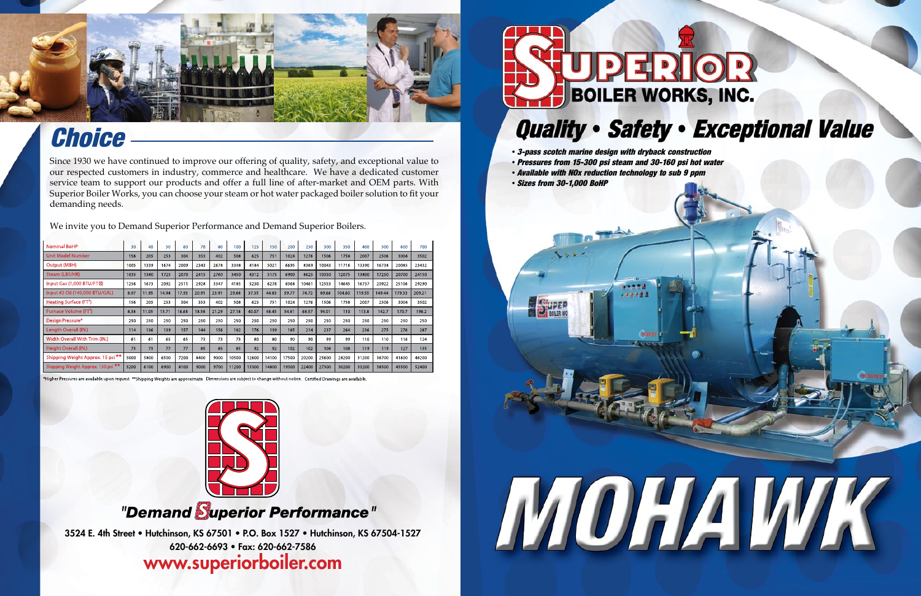# Choice

Since 1930 we have continued to improve our offering of quality, safety, and exceptional value to our respected customers in industry, commerce and healthcare. We have a dedicated customer service team to support our products and offer a full line of after-market and OEM parts. With Superior Boiler Works, you can choose your steam or hot water packaged boiler solution to fit your demanding needs.

We invite you to Demand Superior Performance and Demand Superior Boilers.

| Nominal BoHP | 30 | 40 | 50 | 60 | 70 | 80 | 100 | 125 | 150 | 200 | 250 | 300 | 350 | 400 | 500 | 600 | 700 |
|---|---|---|---|---|---|---|---|---|---|---|---|---|---|---|---|---|---|
| Unit Model Number | 156 | 205 | 253 | 304 | 353 | 402 | 508 | 625 | 751 | 1024 | 1276 | 1506 | 1758 | 2007 | 2506 | 3004 | 3502 |
| Output (MBH) | 1005 | 1339 | 1674 | 2009 | 2343 | 2678 | 3348 | 4184 | 5021 | 6695 | 8369 | 10043 | 11716 | 13390 | 16738 | 20085 | 23432 |
| Steam (LBS/HR) | 1035 | 1380 | 1725 | 2070 | 2415 | 2760 | 3450 | 4312 | 5175 | 6900 | 8625 | 10350 | 12075 | 13800 | 17250 | 20700 | 24150 |
| Input Gas (1,000 BTU/FT³) | 1256 | 1673 | 2092 | 2511 | 2928 | 3347 | 4185 | 5230 | 6276 | 8368 | 10461 | 12553 | 14645 | 16737 | 20922 | 25106 | 29290 |
| Input #2 Oil (140,000 BTU/GAL) | 8.97 | 11.95 | 14.94 | 17.93 | 20.91 | 23.91 | 29.88 | 37.35 | 44.83 | 59.77 | 74.72 | 89.66 | 104.60 | 119.55 | 149.44 | 179.33 | 209.21 |
| Heating Surface (FT²) | 156 | 205 | 253 | 304 | 353 | 402 | 508 | 625 | 751 | 1024 | 1276 | 1506 | 1758 | 2007 | 2506 | 3004 | 3502 |
| Furnace Volume (FT³) | 8.38 | 11.05 | 13.71 | 16.68 | 18.58 | 21.29 | 27.18 | 40.07 | 48.45 | 54.81 | 68.57 | 94.01 | 110 | 113.8 | 142.7 | 170.7 | 196.2 |
| Design Pressure* | 250 | 250 | 250 | 250 | 250 | 250 | 250 | 250 | 250 | 250 | 250 | 250 | 250 | 250 | 250 | 250 | 250 |
| Length Overall (IN.) | 114 | 136 | 139 | 157 | 144 | 156 | 182 | 176 | 199 | 185 | 214 | 237 | 264 | 236 | 275 | 276 | 287 |
| Width Overall With Trim (IN.) | 61 | 61 | 65 | 65 | 73 | 73 | 73 | 80 | 80 | 90 | 90 | 99 | 99 | 110 | 110 | 116 | 124 |
| Height Overall (IN.) | 73 | 73 | 77 | 77 | 85 | 85 | 85 | 92 | 92 | 102 | 102 | 108 | 108 | 119 | 119 | 127 | 135 |
| Shipping Weight Approx. 15 psi** | 5000 | 5800 | 6500 | 7200 | 8400 | 9000 | 10500 | 12600 | 14100 | 17500 | 20200 | 25600 | 28200 | 31200 | 36700 | 41600 | 48200 |
| Shipping Weight Approx. 150 psi** | 5200 | 6100 | 6900 | 8100 | 9000 | 9700 | 11200 | 13300 | 14800 | 19300 | 22400 | 27300 | 30200 | 33200 | 38500 | 45500 | 52400 |

*Higher Pressures are available upon request **Shipping Weights are approximate Dimensions are subject to change without notice. Certified Drawings are available.

## "Demand Superior Performance"

3524 E. 4th Street • Hutchinson, KS 67501 • P.O. Box 1527 • Hutchinson, KS 67504-1527
620-662-6693 • Fax: 620-662-7586
www.superiorboiler.com

# SUPERIOR BOILER WORKS, INC.

## Quality • Safety • Exceptional Value

- *3-pass scotch marine design with dryback construction*
- *Pressures from 15-300 psi steam and 30-160 psi hot water*
- *Available with NOx reduction technology to sub 9 ppm*
- *Sizes from 30-1,000 BoHP*

# MOHAWK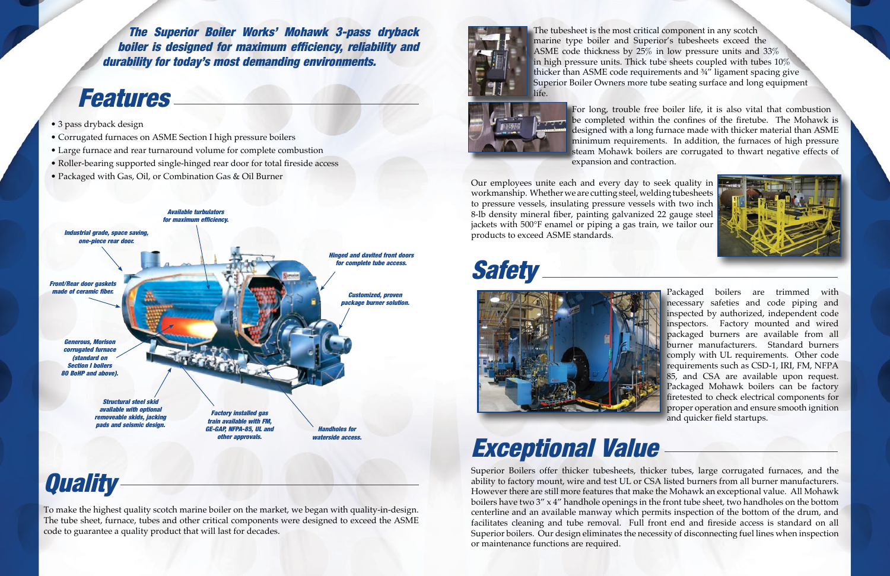***The Superior Boiler Works' Mohawk 3-pass dryback boiler is designed for maximum efficiency, reliability and durability for today's most demanding environments.***

# Features

- 3 pass dryback design
- Corrugated furnaces on ASME Section I high pressure boilers
- Large furnace and rear turnaround volume for complete combustion
- Roller-bearing supported single-hinged rear door for total fireside access
- Packaged with Gas, Oil, or Combination Gas & Oil Burner

*Available turbulators for maximum efficiency.*

*Industrial grade, space saving, one-piece rear door.*

*Hinged and davited front doors for complete tube access.*

*Front/Rear door gaskets made of ceramic fiber.*

*Customized, proven package burner solution.*

*Generous, Morison corrugated furnace (standard on Section I boilers 80 BoHP and above).*

*Structural steel skid available with optional removeable skids, jacking pads and seismic design.*

*Factory installed gas train available with FM, GE-GAP, NFPA-85, UL and other approvals.*

*Handholes for waterside access.*

# Quality

To make the highest quality scotch marine boiler on the market, we began with quality-in-design. The tube sheet, furnace, tubes and other critical components were designed to exceed the ASME code to guarantee a quality product that will last for decades.

The tubesheet is the most critical component in any scotch marine type boiler and Superior's tubesheets exceed the ASME code thickness by 25% in low pressure units and 33% in high pressure units. Thick tube sheets coupled with tubes 10% thicker than ASME code requirements and ¾" ligament spacing give Superior Boiler Owners more tube seating surface and long equipment life.

For long, trouble free boiler life, it is also vital that combustion be completed within the confines of the firetube. The Mohawk is designed with a long furnace made with thicker material than ASME minimum requirements. In addition, the furnaces of high pressure steam Mohawk boilers are corrugated to thwart negative effects of expansion and contraction.

Our employees unite each and every day to seek quality in workmanship. Whether we are cutting steel, welding tubesheets to pressure vessels, insulating pressure vessels with two inch 8-lb density mineral fiber, painting galvanized 22 gauge steel jackets with 500°F enamel or piping a gas train, we tailor our products to exceed ASME standards.

# Safety

Packaged boilers are trimmed with necessary safeties and code piping and inspected by authorized, independent code inspectors. Factory mounted and wired packaged burners are available from all burner manufacturers. Standard burners comply with UL requirements. Other code requirements such as CSD-1, IRI, FM, NFPA 85, and CSA are available upon request. Packaged Mohawk boilers can be factory firetested to check electrical components for proper operation and ensure smooth ignition and quicker field startups.

# Exceptional Value

Superior Boilers offer thicker tubesheets, thicker tubes, large corrugated furnaces, and the ability to factory mount, wire and test UL or CSA listed burners from all burner manufacturers. However there are still more features that make the Mohawk an exceptional value. All Mohawk boilers have two 3" x 4" handhole openings in the front tube sheet, two handholes on the bottom centerline and an available manway which permits inspection of the bottom of the drum, and facilitates cleaning and tube removal. Full front end and fireside access is standard on all Superior boilers. Our design eliminates the necessity of disconnecting fuel lines when inspection or maintenance functions are required.